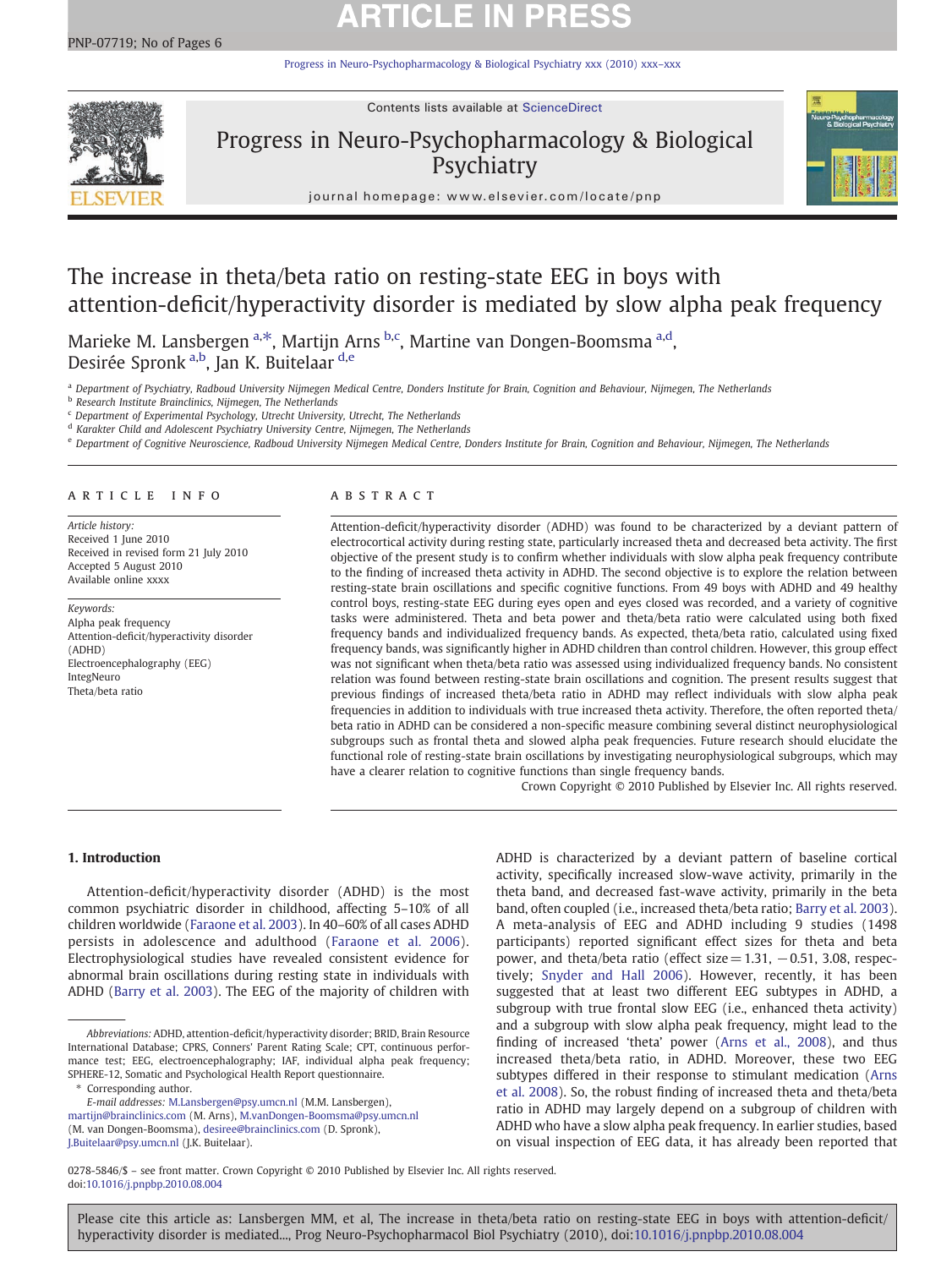# The increase in theta/beta ratio on resting-state EEG in boys with attention-deficit/hyperactivity disorder is mediated by slow alpha peak frequency

Marieke M. Lansbergen [a,*], Martijn Arns [b,c], Martine van Dongen-Boomsma [a,d], Desirée Spronk [a,b], Jan K. Buitelaar [d,e]

[a] Department of Psychiatry, Radboud University Nijmegen Medical Centre, Donders Institute for Brain, Cognition and Behaviour, Nijmegen, The Netherlands
[b] Research Institute Brainclinics, Nijmegen, The Netherlands
[c] Department of Experimental Psychology, Utrecht University, Utrecht, The Netherlands
[d] Karakter Child and Adolescent Psychiatry University Centre, Nijmegen, The Netherlands
[e] Department of Cognitive Neuroscience, Radboud University Nijmegen Medical Centre, Donders Institute for Brain, Cognition and Behaviour, Nijmegen, The Netherlands

## ARTICLE INFO

*Article history:*
Received 1 June 2010
Received in revised form 21 July 2010
Accepted 5 August 2010
Available online xxxx

*Keywords:*
Alpha peak frequency
Attention-deficit/hyperactivity disorder (ADHD)
Electroencephalography (EEG)
IntegNeuro
Theta/beta ratio

## ABSTRACT

Attention-deficit/hyperactivity disorder (ADHD) was found to be characterized by a deviant pattern of electrocortical activity during resting state, particularly increased theta and decreased beta activity. The first objective of the present study is to confirm whether individuals with slow alpha peak frequency contribute to the finding of increased theta activity in ADHD. The second objective is to explore the relation between resting-state brain oscillations and specific cognitive functions. From 49 boys with ADHD and 49 healthy control boys, resting-state EEG during eyes open and eyes closed was recorded, and a variety of cognitive tasks were administered. Theta and beta power and theta/beta ratio were calculated using both fixed frequency bands and individualized frequency bands. As expected, theta/beta ratio, calculated using fixed frequency bands, was significantly higher in ADHD children than control children. However, this group effect was not significant when theta/beta ratio was assessed using individualized frequency bands. No consistent relation was found between resting-state brain oscillations and cognition. The present results suggest that previous findings of increased theta/beta ratio in ADHD may reflect individuals with slow alpha peak frequencies in addition to individuals with true increased theta activity. Therefore, the often reported theta/beta ratio in ADHD can be considered a non-specific measure combining several distinct neurophysiological subgroups such as frontal theta and slowed alpha peak frequencies. Future research should elucidate the functional role of resting-state brain oscillations by investigating neurophysiological subgroups, which may have a clearer relation to cognitive functions than single frequency bands.

Crown Copyright © 2010 Published by Elsevier Inc. All rights reserved.

## 1. Introduction

Attention-deficit/hyperactivity disorder (ADHD) is the most common psychiatric disorder in childhood, affecting 5–10% of all children worldwide (Faraone et al. 2003). In 40–60% of all cases ADHD persists in adolescence and adulthood (Faraone et al. 2006). Electrophysiological studies have revealed consistent evidence for abnormal brain oscillations during resting state in individuals with ADHD (Barry et al. 2003). The EEG of the majority of children with ADHD is characterized by a deviant pattern of baseline cortical activity, specifically increased slow-wave activity, primarily in the theta band, and decreased fast-wave activity, primarily in the beta band, often coupled (i.e., increased theta/beta ratio; Barry et al. 2003). A meta-analysis of EEG and ADHD including 9 studies (1498 participants) reported significant effect sizes for theta and beta power, and theta/beta ratio (effect size = 1.31, −0.51, 3.08, respectively; Snyder and Hall 2006). However, recently, it has been suggested that at least two different EEG subtypes in ADHD, a subgroup with true frontal slow EEG (i.e., enhanced theta activity) and a subgroup with slow alpha peak frequency, might lead to the finding of increased 'theta' power (Arns et al., 2008), and thus increased theta/beta ratio, in ADHD. Moreover, these two EEG subtypes differed in their response to stimulant medication (Arns et al. 2008). So, the robust finding of increased theta and theta/beta ratio in ADHD may largely depend on a subgroup of children with ADHD who have a slow alpha peak frequency. In earlier studies, based on visual inspection of EEG data, it has already been reported that

*Abbreviations:* ADHD, attention-deficit/hyperactivity disorder; BRID, Brain Resource International Database; CPRS, Conners' Parent Rating Scale; CPT, continuous performance test; EEG, electroencephalography; IAF, individual alpha peak frequency; SPHERE-12, Somatic and Psychological Health Report questionnaire.

\* Corresponding author.
*E-mail addresses:* M.Lansbergen@psy.umcn.nl (M.M. Lansbergen), martijn@brainclinics.com (M. Arns), M.vanDongen-Boomsma@psy.umcn.nl (M. van Dongen-Boomsma), desiree@brainclinics.com (D. Spronk), J.Buitelaar@psy.umcn.nl (J.K. Buitelaar).

0278-5846/$ – see front matter. Crown Copyright © 2010 Published by Elsevier Inc. All rights reserved.
doi:10.1016/j.pnpbp.2010.08.004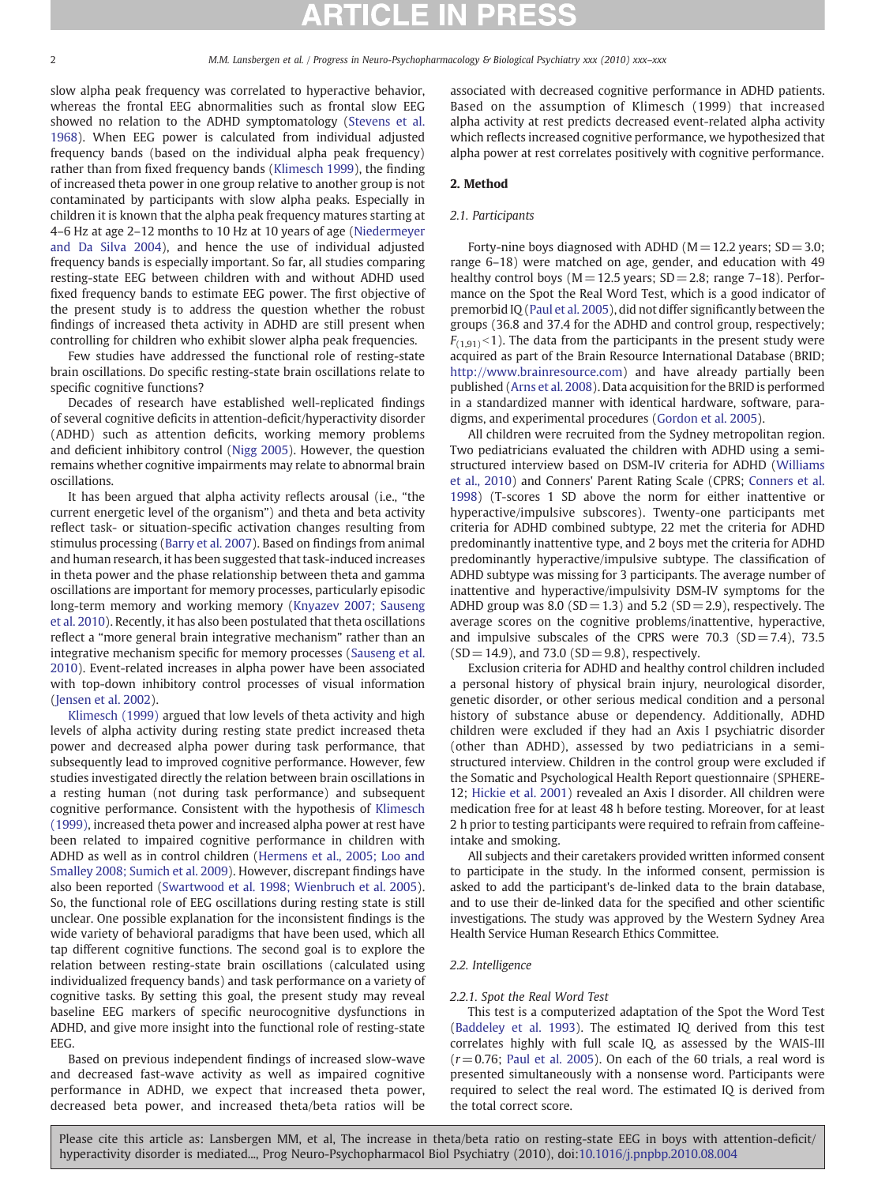slow alpha peak frequency was correlated to hyperactive behavior, whereas the frontal EEG abnormalities such as frontal slow EEG showed no relation to the ADHD symptomatology (Stevens et al. 1968). When EEG power is calculated from individual adjusted frequency bands (based on the individual alpha peak frequency) rather than from fixed frequency bands (Klimesch 1999), the finding of increased theta power in one group relative to another group is not contaminated by participants with slow alpha peaks. Especially in children it is known that the alpha peak frequency matures starting at 4–6 Hz at age 2–12 months to 10 Hz at 10 years of age (Niedermeyer and Da Silva 2004), and hence the use of individual adjusted frequency bands is especially important. So far, all studies comparing resting-state EEG between children with and without ADHD used fixed frequency bands to estimate EEG power. The first objective of the present study is to address the question whether the robust findings of increased theta activity in ADHD are still present when controlling for children who exhibit slower alpha peak frequencies.

Few studies have addressed the functional role of resting-state brain oscillations. Do specific resting-state brain oscillations relate to specific cognitive functions?

Decades of research have established well-replicated findings of several cognitive deficits in attention-deficit/hyperactivity disorder (ADHD) such as attention deficits, working memory problems and deficient inhibitory control (Nigg 2005). However, the question remains whether cognitive impairments may relate to abnormal brain oscillations.

It has been argued that alpha activity reflects arousal (i.e., "the current energetic level of the organism") and theta and beta activity reflect task- or situation-specific activation changes resulting from stimulus processing (Barry et al. 2007). Based on findings from animal and human research, it has been suggested that task-induced increases in theta power and the phase relationship between theta and gamma oscillations are important for memory processes, particularly episodic long-term memory and working memory (Knyazev 2007; Sauseng et al. 2010). Recently, it has also been postulated that theta oscillations reflect a "more general brain integrative mechanism" rather than an integrative mechanism specific for memory processes (Sauseng et al. 2010). Event-related increases in alpha power have been associated with top-down inhibitory control processes of visual information (Jensen et al. 2002).

Klimesch (1999) argued that low levels of theta activity and high levels of alpha activity during resting state predict increased theta power and decreased alpha power during task performance, that subsequently lead to improved cognitive performance. However, few studies investigated directly the relation between brain oscillations in a resting human (not during task performance) and subsequent cognitive performance. Consistent with the hypothesis of Klimesch (1999), increased theta power and increased alpha power at rest have been related to impaired cognitive performance in children with ADHD as well as in control children (Hermens et al., 2005; Loo and Smalley 2008; Sumich et al. 2009). However, discrepant findings have also been reported (Swartwood et al. 1998; Wienbruch et al. 2005). So, the functional role of EEG oscillations during resting state is still unclear. One possible explanation for the inconsistent findings is the wide variety of behavioral paradigms that have been used, which all tap different cognitive functions. The second goal is to explore the relation between resting-state brain oscillations (calculated using individualized frequency bands) and task performance on a variety of cognitive tasks. By setting this goal, the present study may reveal baseline EEG markers of specific neurocognitive dysfunctions in ADHD, and give more insight into the functional role of resting-state EEG.

Based on previous independent findings of increased slow-wave and decreased fast-wave activity as well as impaired cognitive performance in ADHD, we expect that increased theta power, decreased beta power, and increased theta/beta ratios will be associated with decreased cognitive performance in ADHD patients. Based on the assumption of Klimesch (1999) that increased alpha activity at rest predicts decreased event-related alpha activity which reflects increased cognitive performance, we hypothesized that alpha power at rest correlates positively with cognitive performance.

## 2. Method

### 2.1. Participants

Forty-nine boys diagnosed with ADHD (M = 12.2 years; SD = 3.0; range 6–18) were matched on age, gender, and education with 49 healthy control boys (M = 12.5 years; SD = 2.8; range 7–18). Performance on the Spot the Real Word Test, which is a good indicator of premorbid IQ (Paul et al. 2005), did not differ significantly between the groups (36.8 and 37.4 for the ADHD and control group, respectively; $F_{(1,91)} < 1$). The data from the participants in the present study were acquired as part of the Brain Resource International Database (BRID; http://www.brainresource.com) and have already partially been published (Arns et al. 2008). Data acquisition for the BRID is performed in a standardized manner with identical hardware, software, paradigms, and experimental procedures (Gordon et al. 2005).

All children were recruited from the Sydney metropolitan region. Two pediatricians evaluated the children with ADHD using a semi-structured interview based on DSM-IV criteria for ADHD (Williams et al., 2010) and Conners' Parent Rating Scale (CPRS; Conners et al. 1998) (T-scores 1 SD above the norm for either inattentive or hyperactive/impulsive subscores). Twenty-one participants met criteria for ADHD combined subtype, 22 met the criteria for ADHD predominantly inattentive type, and 2 boys met the criteria for ADHD predominantly hyperactive/impulsive subtype. The classification of ADHD subtype was missing for 3 participants. The average number of inattentive and hyperactive/impulsivity DSM-IV symptoms for the ADHD group was 8.0 (SD = 1.3) and 5.2 (SD = 2.9), respectively. The average scores on the cognitive problems/inattentive, hyperactive, and impulsive subscales of the CPRS were 70.3 (SD = 7.4), 73.5 (SD = 14.9), and 73.0 (SD = 9.8), respectively.

Exclusion criteria for ADHD and healthy control children included a personal history of physical brain injury, neurological disorder, genetic disorder, or other serious medical condition and a personal history of substance abuse or dependency. Additionally, ADHD children were excluded if they had an Axis I psychiatric disorder (other than ADHD), assessed by two pediatricians in a semi-structured interview. Children in the control group were excluded if the Somatic and Psychological Health Report questionnaire (SPHERE-12; Hickie et al. 2001) revealed an Axis I disorder. All children were medication free for at least 48 h before testing. Moreover, for at least 2 h prior to testing participants were required to refrain from caffeine-intake and smoking.

All subjects and their caretakers provided written informed consent to participate in the study. In the informed consent, permission is asked to add the participant's de-linked data to the brain database, and to use their de-linked data for the specified and other scientific investigations. The study was approved by the Western Sydney Area Health Service Human Research Ethics Committee.

### 2.2. Intelligence

#### 2.2.1. Spot the Real Word Test

This test is a computerized adaptation of the Spot the Word Test (Baddeley et al. 1993). The estimated IQ derived from this test correlates highly with full scale IQ, as assessed by the WAIS-III ($r = 0.76$; Paul et al. 2005). On each of the 60 trials, a real word is presented simultaneously with a nonsense word. Participants were required to select the real word. The estimated IQ is derived from the total correct score.

Please cite this article as: Lansbergen MM, et al, The increase in theta/beta ratio on resting-state EEG in boys with attention-deficit/hyperactivity disorder is mediated..., Prog Neuro-Psychopharmacol Biol Psychiatry (2010), doi:10.1016/j.pnpbp.2010.08.004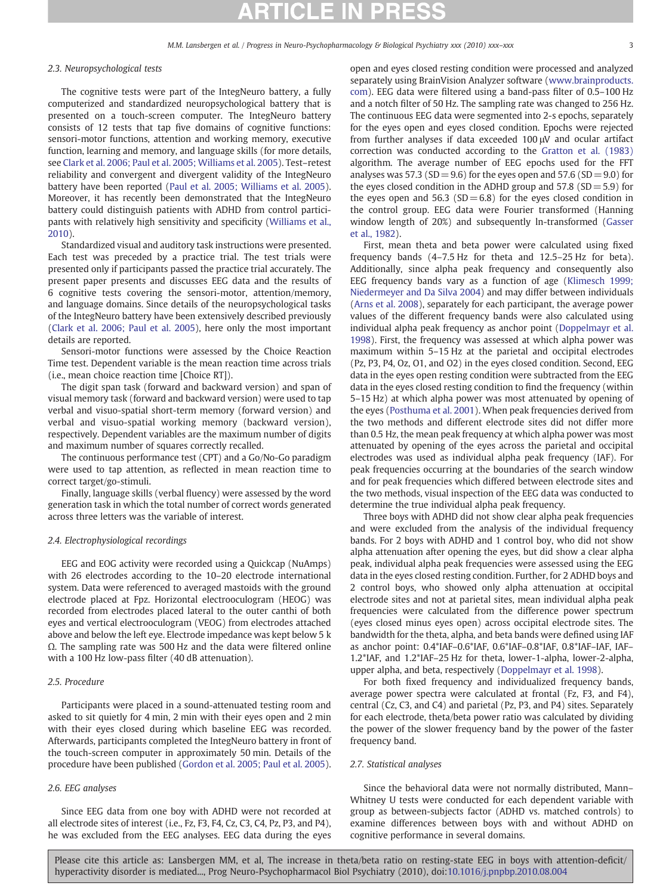### 2.3. Neuropsychological tests

The cognitive tests were part of the IntegNeuro battery, a fully computerized and standardized neuropsychological battery that is presented on a touch-screen computer. The IntegNeuro battery consists of 12 tests that tap five domains of cognitive functions: sensori-motor functions, attention and working memory, executive function, learning and memory, and language skills (for more details, see Clark et al. 2006; Paul et al. 2005; Williams et al. 2005). Test–retest reliability and convergent and divergent validity of the IntegNeuro battery have been reported (Paul et al. 2005; Williams et al. 2005). Moreover, it has recently been demonstrated that the IntegNeuro battery could distinguish patients with ADHD from control participants with relatively high sensitivity and specificity (Williams et al., 2010).

Standardized visual and auditory task instructions were presented. Each test was preceded by a practice trial. The test trials were presented only if participants passed the practice trial accurately. The present paper presents and discusses EEG data and the results of 6 cognitive tests covering the sensori-motor, attention/memory, and language domains. Since details of the neuropsychological tasks of the IntegNeuro battery have been extensively described previously (Clark et al. 2006; Paul et al. 2005), here only the most important details are reported.

Sensori-motor functions were assessed by the Choice Reaction Time test. Dependent variable is the mean reaction time across trials (i.e., mean choice reaction time [Choice RT]).

The digit span task (forward and backward version) and span of visual memory task (forward and backward version) were used to tap verbal and visuo-spatial short-term memory (forward version) and verbal and visuo-spatial working memory (backward version), respectively. Dependent variables are the maximum number of digits and maximum number of squares correctly recalled.

The continuous performance test (CPT) and a Go/No-Go paradigm were used to tap attention, as reflected in mean reaction time to correct target/go-stimuli.

Finally, language skills (verbal fluency) were assessed by the word generation task in which the total number of correct words generated across three letters was the variable of interest.

### 2.4. Electrophysiological recordings

EEG and EOG activity were recorded using a Quickcap (NuAmps) with 26 electrodes according to the 10–20 electrode international system. Data were referenced to averaged mastoids with the ground electrode placed at Fpz. Horizontal electrooculogram (HEOG) was recorded from electrodes placed lateral to the outer canthi of both eyes and vertical electrooculogram (VEOG) from electrodes attached above and below the left eye. Electrode impedance was kept below 5 kΩ. The sampling rate was 500 Hz and the data were filtered online with a 100 Hz low-pass filter (40 dB attenuation).

### 2.5. Procedure

Participants were placed in a sound-attenuated testing room and asked to sit quietly for 4 min, 2 min with their eyes open and 2 min with their eyes closed during which baseline EEG was recorded. Afterwards, participants completed the IntegNeuro battery in front of the touch-screen computer in approximately 50 min. Details of the procedure have been published (Gordon et al. 2005; Paul et al. 2005).

### 2.6. EEG analyses

Since EEG data from one boy with ADHD were not recorded at all electrode sites of interest (i.e., Fz, F3, F4, Cz, C3, C4, Pz, P3, and P4), he was excluded from the EEG analyses. EEG data during the eyes open and eyes closed resting condition were processed and analyzed separately using BrainVision Analyzer software (www.brainproducts.com). EEG data were filtered using a band-pass filter of 0.5–100 Hz and a notch filter of 50 Hz. The sampling rate was changed to 256 Hz. The continuous EEG data were segmented into 2-s epochs, separately for the eyes open and eyes closed condition. Epochs were rejected from further analyses if data exceeded 100 μV and ocular artifact correction was conducted according to the Gratton et al. (1983) algorithm. The average number of EEG epochs used for the FFT analyses was 57.3 (SD = 9.6) for the eyes open and 57.6 (SD = 9.0) for the eyes closed condition in the ADHD group and 57.8 (SD = 5.9) for the eyes open and 56.3 (SD = 6.8) for the eyes closed condition in the control group. EEG data were Fourier transformed (Hanning window length of 20%) and subsequently ln-transformed (Gasser et al., 1982).

First, mean theta and beta power were calculated using fixed frequency bands (4–7.5 Hz for theta and 12.5–25 Hz for beta). Additionally, since alpha peak frequency and consequently also EEG frequency bands vary as a function of age (Klimesch 1999; Niedermeyer and Da Silva 2004) and may differ between individuals (Arns et al. 2008), separately for each participant, the average power values of the different frequency bands were also calculated using individual alpha peak frequency as anchor point (Doppelmayr et al. 1998). First, the frequency was assessed at which alpha power was maximum within 5–15 Hz at the parietal and occipital electrodes (Pz, P3, P4, Oz, O1, and O2) in the eyes closed condition. Second, EEG data in the eyes open resting condition were subtracted from the EEG data in the eyes closed resting condition to find the frequency (within 5–15 Hz) at which alpha power was most attenuated by opening of the eyes (Posthuma et al. 2001). When peak frequencies derived from the two methods and different electrode sites did not differ more than 0.5 Hz, the mean peak frequency at which alpha power was most attenuated by opening of the eyes across the parietal and occipital electrodes was used as individual alpha peak frequency (IAF). For peak frequencies occurring at the boundaries of the search window and for peak frequencies which differed between electrode sites and the two methods, visual inspection of the EEG data was conducted to determine the true individual alpha peak frequency.

Three boys with ADHD did not show clear alpha peak frequencies and were excluded from the analysis of the individual frequency bands. For 2 boys with ADHD and 1 control boy, who did not show alpha attenuation after opening the eyes, but did show a clear alpha peak, individual alpha peak frequencies were assessed using the EEG data in the eyes closed resting condition. Further, for 2 ADHD boys and 2 control boys, who showed only alpha attenuation at occipital electrode sites and not at parietal sites, mean individual alpha peak frequencies were calculated from the difference power spectrum (eyes closed minus eyes open) across occipital electrode sites. The bandwidth for the theta, alpha, and beta bands were defined using IAF as anchor point: 0.4*IAF–0.6*IAF, 0.6*IAF–0.8*IAF, 0.8*IAF–IAF, IAF–1.2*IAF, and 1.2*IAF–25 Hz for theta, lower-1-alpha, lower-2-alpha, upper alpha, and beta, respectively (Doppelmayr et al. 1998).

For both fixed frequency and individualized frequency bands, average power spectra were calculated at frontal (Fz, F3, and F4), central (Cz, C3, and C4) and parietal (Pz, P3, and P4) sites. Separately for each electrode, theta/beta power ratio was calculated by dividing the power of the slower frequency band by the power of the faster frequency band.

### 2.7. Statistical analyses

Since the behavioral data were not normally distributed, Mann–Whitney U tests were conducted for each dependent variable with group as between-subjects factor (ADHD vs. matched controls) to examine differences between boys with and without ADHD on cognitive performance in several domains.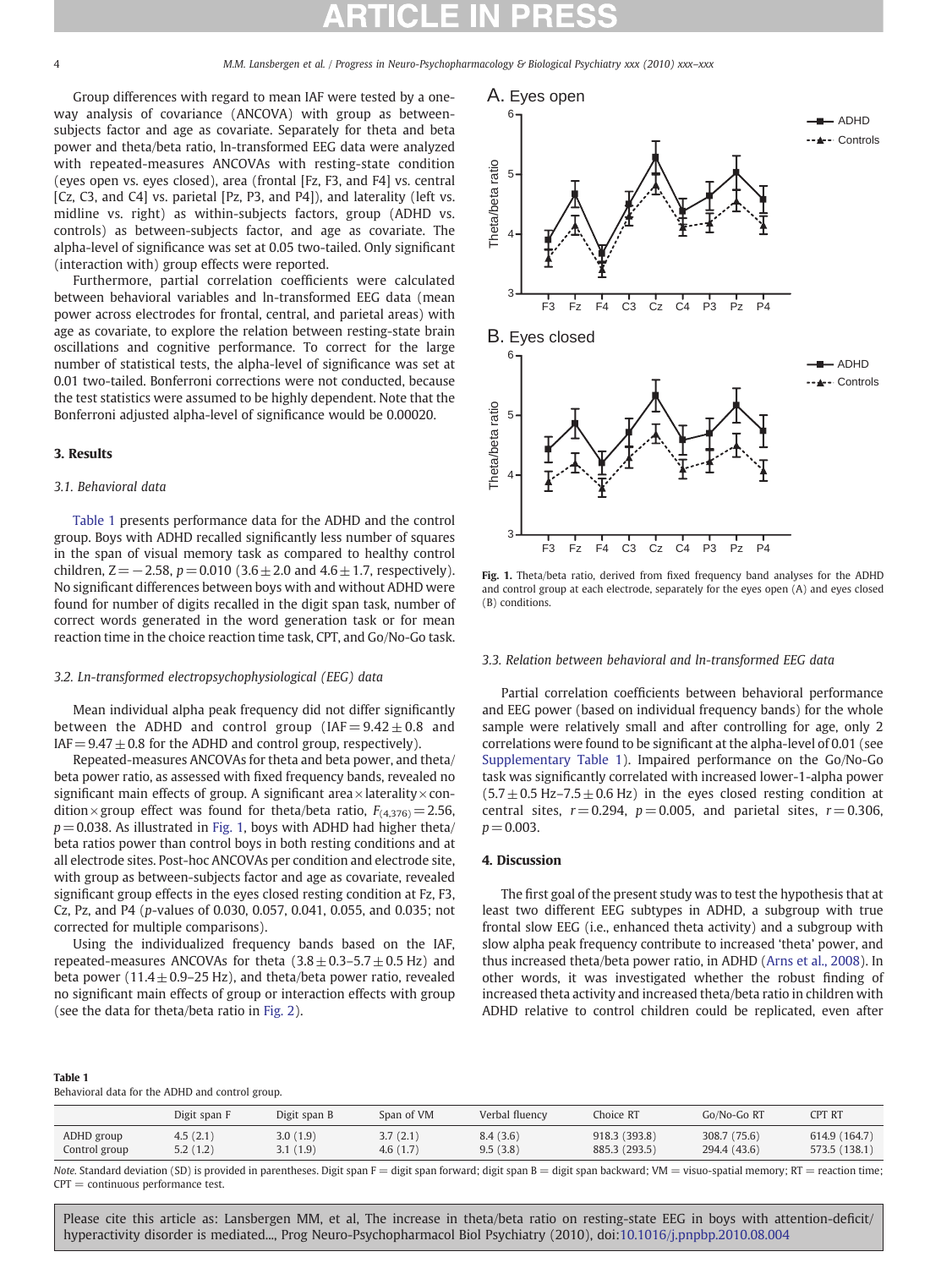Group differences with regard to mean IAF were tested by a one-way analysis of covariance (ANCOVA) with group as between-subjects factor and age as covariate. Separately for theta and beta power and theta/beta ratio, ln-transformed EEG data were analyzed with repeated-measures ANCOVAs with resting-state condition (eyes open vs. eyes closed), area (frontal [Fz, F3, and F4] vs. central [Cz, C3, and C4] vs. parietal [Pz, P3, and P4]), and laterality (left vs. midline vs. right) as within-subjects factors, group (ADHD vs. controls) as between-subjects factor, and age as covariate. The alpha-level of significance was set at 0.05 two-tailed. Only significant (interaction with) group effects were reported.

Furthermore, partial correlation coefficients were calculated between behavioral variables and ln-transformed EEG data (mean power across electrodes for frontal, central, and parietal areas) with age as covariate, to explore the relation between resting-state brain oscillations and cognitive performance. To correct for the large number of statistical tests, the alpha-level of significance was set at 0.01 two-tailed. Bonferroni corrections were not conducted, because the test statistics were assumed to be highly dependent. Note that the Bonferroni adjusted alpha-level of significance would be 0.00020.

## 3. Results

### 3.1. Behavioral data

Table 1 presents performance data for the ADHD and the control group. Boys with ADHD recalled significantly less number of squares in the span of visual memory task as compared to healthy control children, $Z = -2.58$, $p = 0.010$ ($3.6 \pm 2.0$ and $4.6 \pm 1.7$, respectively). No significant differences between boys with and without ADHD were found for number of digits recalled in the digit span task, number of correct words generated in the word generation task or for mean reaction time in the choice reaction time task, CPT, and Go/No-Go task.

### 3.2. Ln-transformed electropsychophysiological (EEG) data

Mean individual alpha peak frequency did not differ significantly between the ADHD and control group ($\text{IAF} = 9.42 \pm 0.8$ and $\text{IAF} = 9.47 \pm 0.8$ for the ADHD and control group, respectively).

Repeated-measures ANCOVAs for theta and beta power, and theta/beta power ratio, as assessed with fixed frequency bands, revealed no significant main effects of group. A significant area × laterality × condition × group effect was found for theta/beta ratio, $F_{(4,376)} = 2.56$, $p = 0.038$. As illustrated in Fig. 1, boys with ADHD had higher theta/beta ratios power than control boys in both resting conditions and at all electrode sites. Post-hoc ANCOVAs per condition and electrode site, with group as between-subjects factor and age as covariate, revealed significant group effects in the eyes closed resting condition at Fz, F3, Cz, Pz, and P4 (*p*-values of 0.030, 0.057, 0.041, 0.055, and 0.035; not corrected for multiple comparisons).

Using the individualized frequency bands based on the IAF, repeated-measures ANCOVAs for theta ($3.8 \pm 0.3$–$5.7 \pm 0.5$ Hz) and beta power ($11.4 \pm 0.9$–25 Hz), and theta/beta power ratio, revealed no significant main effects of group or interaction effects with group (see the data for theta/beta ratio in Fig. 2).

**Fig. 1.** Theta/beta ratio, derived from fixed frequency band analyses for the ADHD and control group at each electrode, separately for the eyes open (A) and eyes closed (B) conditions.

### 3.3. Relation between behavioral and ln-transformed EEG data

Partial correlation coefficients between behavioral performance and EEG power (based on individual frequency bands) for the whole sample were relatively small and after controlling for age, only 2 correlations were found to be significant at the alpha-level of 0.01 (see Supplementary Table 1). Impaired performance on the Go/No-Go task was significantly correlated with increased lower-1-alpha power ($5.7 \pm 0.5$ Hz–$7.5 \pm 0.6$ Hz) in the eyes closed resting condition at central sites, $r = 0.294$, $p = 0.005$, and parietal sites, $r = 0.306$, $p = 0.003$.

## 4. Discussion

The first goal of the present study was to test the hypothesis that at least two different EEG subtypes in ADHD, a subgroup with true frontal slow EEG (i.e., enhanced theta activity) and a subgroup with slow alpha peak frequency contribute to increased 'theta' power, and thus increased theta/beta power ratio, in ADHD (Arns et al., 2008). In other words, it was investigated whether the robust finding of increased theta activity and increased theta/beta ratio in children with ADHD relative to control children could be replicated, even after

**Table 1**
Behavioral data for the ADHD and control group.

| | Digit span F | Digit span B | Span of VM | Verbal fluency | Choice RT | Go/No-Go RT | CPT RT |
|---|---|---|---|---|---|---|---|
| ADHD group | 4.5 (2.1) | 3.0 (1.9) | 3.7 (2.1) | 8.4 (3.6) | 918.3 (393.8) | 308.7 (75.6) | 614.9 (164.7) |
| Control group | 5.2 (1.2) | 3.1 (1.9) | 4.6 (1.7) | 9.5 (3.8) | 885.3 (293.5) | 294.4 (43.6) | 573.5 (138.1) |

*Note.* Standard deviation (SD) is provided in parentheses. Digit span F = digit span forward; digit span B = digit span backward; VM = visuo-spatial memory; RT = reaction time; CPT = continuous performance test.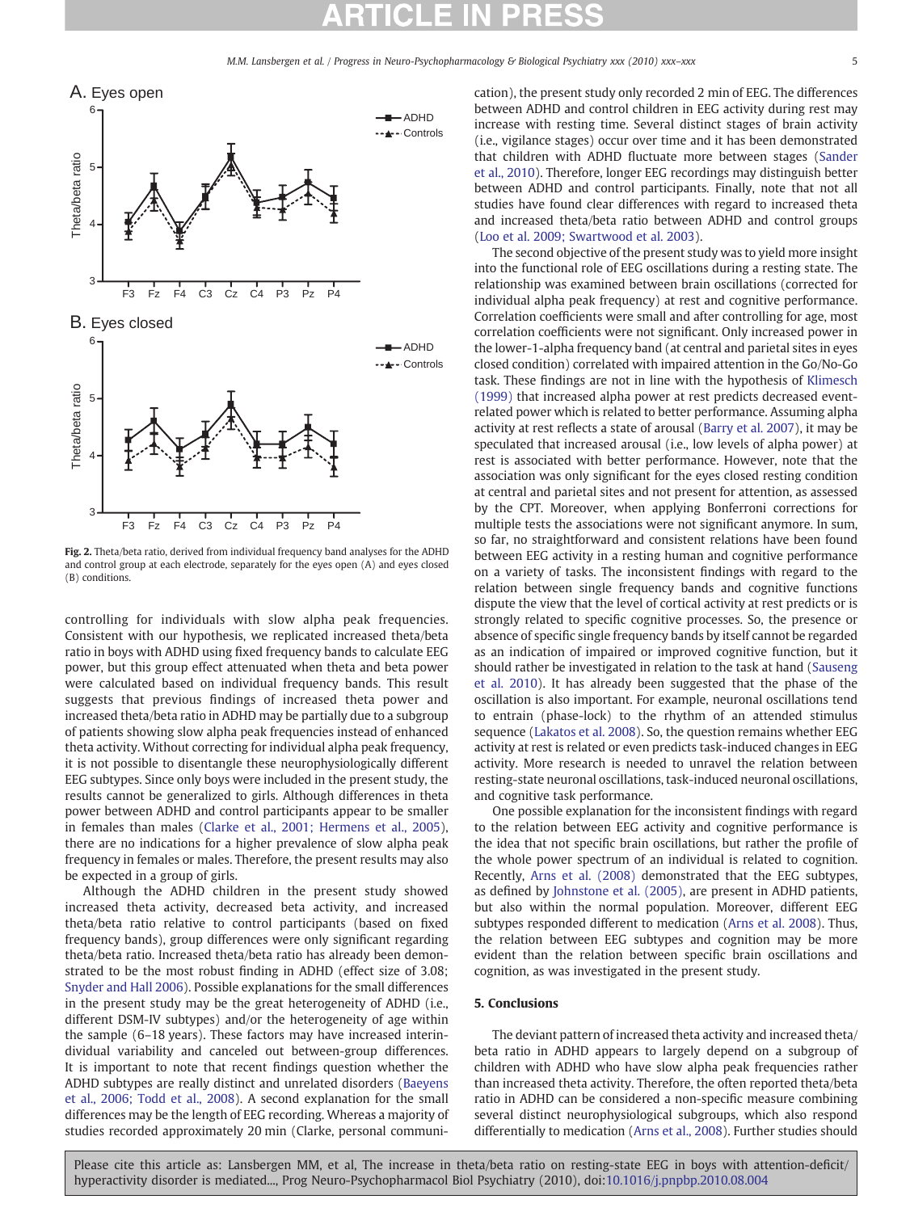Fig. 2. Theta/beta ratio, derived from individual frequency band analyses for the ADHD and control group at each electrode, separately for the eyes open (A) and eyes closed (B) conditions.

controlling for individuals with slow alpha peak frequencies. Consistent with our hypothesis, we replicated increased theta/beta ratio in boys with ADHD using fixed frequency bands to calculate EEG power, but this group effect attenuated when theta and beta power were calculated based on individual frequency bands. This result suggests that previous findings of increased theta power and increased theta/beta ratio in ADHD may be partially due to a subgroup of patients showing slow alpha peak frequencies instead of enhanced theta activity. Without correcting for individual alpha peak frequency, it is not possible to disentangle these neurophysiologically different EEG subtypes. Since only boys were included in the present study, the results cannot be generalized to girls. Although differences in theta power between ADHD and control participants appear to be smaller in females than males (Clarke et al., 2001; Hermens et al., 2005), there are no indications for a higher prevalence of slow alpha peak frequency in females or males. Therefore, the present results may also be expected in a group of girls.

Although the ADHD children in the present study showed increased theta activity, decreased beta activity, and increased theta/beta ratio relative to control participants (based on fixed frequency bands), group differences were only significant regarding theta/beta ratio. Increased theta/beta ratio has already been demonstrated to be the most robust finding in ADHD (effect size of 3.08; Snyder and Hall 2006). Possible explanations for the small differences in the present study may be the great heterogeneity of ADHD (i.e., different DSM-IV subtypes) and/or the heterogeneity of age within the sample (6–18 years). These factors may have increased interindividual variability and canceled out between-group differences. It is important to note that recent findings question whether the ADHD subtypes are really distinct and unrelated disorders (Baeyens et al., 2006; Todd et al., 2008). A second explanation for the small differences may be the length of EEG recording. Whereas a majority of studies recorded approximately 20 min (Clarke, personal communication), the present study only recorded 2 min of EEG. The differences between ADHD and control children in EEG activity during rest may increase with resting time. Several distinct stages of brain activity (i.e., vigilance stages) occur over time and it has been demonstrated that children with ADHD fluctuate more between stages (Sander et al., 2010). Therefore, longer EEG recordings may distinguish better between ADHD and control participants. Finally, note that not all studies have found clear differences with regard to increased theta and increased theta/beta ratio between ADHD and control groups (Loo et al. 2009; Swartwood et al. 2003).

The second objective of the present study was to yield more insight into the functional role of EEG oscillations during a resting state. The relationship was examined between brain oscillations (corrected for individual alpha peak frequency) at rest and cognitive performance. Correlation coefficients were small and after controlling for age, most correlation coefficients were not significant. Only increased power in the lower-1-alpha frequency band (at central and parietal sites in eyes closed condition) correlated with impaired attention in the Go/No-Go task. These findings are not in line with the hypothesis of Klimesch (1999) that increased alpha power at rest predicts decreased event-related power which is related to better performance. Assuming alpha activity at rest reflects a state of arousal (Barry et al. 2007), it may be speculated that increased arousal (i.e., low levels of alpha power) at rest is associated with better performance. However, note that the association was only significant for the eyes closed resting condition at central and parietal sites and not present for attention, as assessed by the CPT. Moreover, when applying Bonferroni corrections for multiple tests the associations were not significant anymore. In sum, so far, no straightforward and consistent relations have been found between EEG activity in a resting human and cognitive performance on a variety of tasks. The inconsistent findings with regard to the relation between single frequency bands and cognitive functions dispute the view that the level of cortical activity at rest predicts or is strongly related to specific cognitive processes. So, the presence or absence of specific single frequency bands by itself cannot be regarded as an indication of impaired or improved cognitive function, but it should rather be investigated in relation to the task at hand (Sauseng et al. 2010). It has already been suggested that the phase of the oscillation is also important. For example, neuronal oscillations tend to entrain (phase-lock) to the rhythm of an attended stimulus sequence (Lakatos et al. 2008). So, the question remains whether EEG activity at rest is related or even predicts task-induced changes in EEG activity. More research is needed to unravel the relation between resting-state neuronal oscillations, task-induced neuronal oscillations, and cognitive task performance.

One possible explanation for the inconsistent findings with regard to the relation between EEG activity and cognitive performance is the idea that not specific brain oscillations, but rather the profile of the whole power spectrum of an individual is related to cognition. Recently, Arns et al. (2008) demonstrated that the EEG subtypes, as defined by Johnstone et al. (2005), are present in ADHD patients, but also within the normal population. Moreover, different EEG subtypes responded different to medication (Arns et al. 2008). Thus, the relation between EEG subtypes and cognition may be more evident than the relation between specific brain oscillations and cognition, as was investigated in the present study.

## 5. Conclusions

The deviant pattern of increased theta activity and increased theta/beta ratio in ADHD appears to largely depend on a subgroup of children with ADHD who have slow alpha peak frequencies rather than increased theta activity. Therefore, the often reported theta/beta ratio in ADHD can be considered a non-specific measure combining several distinct neurophysiological subgroups, which also respond differentially to medication (Arns et al., 2008). Further studies should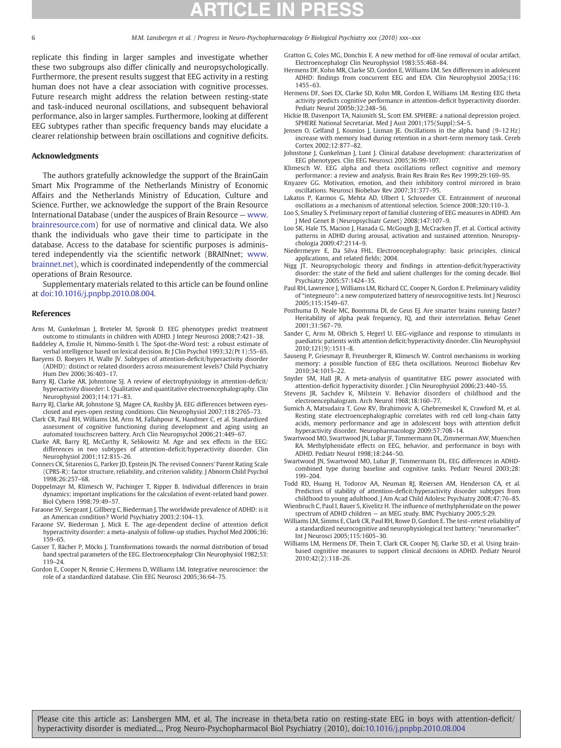replicate this finding in larger samples and investigate whether these two subgroups also differ clinically and neuropsychologically. Furthermore, the present results suggest that EEG activity in a resting human does not have a clear association with cognitive processes. Future research might address the relation between resting-state and task-induced neuronal oscillations, and subsequent behavioral performance, also in larger samples. Furthermore, looking at different EEG subtypes rather than specific frequency bands may elucidate a clearer relationship between brain oscillations and cognitive deficits.

## Acknowledgments

The authors gratefully acknowledge the support of the BrainGain Smart Mix Programme of the Netherlands Ministry of Economic Affairs and the Netherlands Ministry of Education, Culture and Science. Further, we acknowledge the support of the Brain Resource International Database (under the auspices of Brain Resource — www.brainresource.com) for use of normative and clinical data. We also thank the individuals who gave their time to participate in the database. Access to the database for scientific purposes is administered independently via the scientific network (BRAINnet; www.brainnet.net), which is coordinated independently of the commercial operations of Brain Resource.

Supplementary materials related to this article can be found online at doi:10.1016/j.pnpbp.2010.08.004.

## References

Arns M, Gunkelman J, Breteler M, Spronk D. EEG phenotypes predict treatment outcome to stimulants in children with ADHD. J Integr Neurosci 2008;7:421–38.

Baddeley A, Emslie H, Nimmo-Smith I. The Spot-the-Word test: a robust estimate of verbal intelligence based on lexical decision. Br J Clin Psychol 1993;32(Pt 1):55–65.

Baeyens D, Roeyers H, Walle JV. Subtypes of attention-deficit/hyperactivity disorder (ADHD): distinct or related disorders across measurement levels? Child Psychiatry Hum Dev 2006;36:403–17.

Barry RJ, Clarke AR, Johnstone SJ. A review of electrophysiology in attention-deficit/hyperactivity disorder: I. Qualitative and quantitative electroencephalography. Clin Neurophysiol 2003;114:171–83.

Barry RJ, Clarke AR, Johnstone SJ, Magee CA, Rushby JA. EEG differences between eyes-closed and eyes-open resting conditions. Clin Neurophysiol 2007;118:2765–73.

Clark CR, Paul RH, Williams LM, Arns M, Fallahpour K, Handmer C, et al. Standardized assessment of cognitive functioning during development and aging using an automated touchscreen battery. Arch Clin Neuropsychol 2006;21:449–67.

Clarke AR, Barry RJ, McCarthy R, Selikowitz M. Age and sex effects in the EEG: differences in two subtypes of attention-deficit/hyperactivity disorder. Clin Neurophysiol 2001;112:815–26.

Conners CK, Sitarenios G, Parker JD, Epstein JN. The revised Conners' Parent Rating Scale (CPRS-R): factor structure, reliability, and criterion validity. J Abnorm Child Psychol 1998;26:257–68.

Doppelmayr M, Klimesch W, Pachinger T, Ripper B. Individual differences in brain dynamics: important implications for the calculation of event-related band power. Biol Cybern 1998;79:49–57.

Faraone SV, Sergeant J, Gillberg C, Biederman J. The worldwide prevalence of ADHD: is it an American condition? World Psychiatry 2003;2:104–13.

Faraone SV, Biederman J, Mick E. The age-dependent decline of attention deficit hyperactivity disorder: a meta-analysis of follow-up studies. Psychol Med 2006;36:159–65.

Gasser T, Bächer P, Möcks J. Transformations towards the normal distribution of broad band spectral parameters of the EEG. Electroencephalogr Clin Neurophysiol 1982;53:119–24.

Gordon E, Cooper N, Rennie C, Hermens D, Williams LM. Integrative neuroscience: the role of a standardized database. Clin EEG Neurosci 2005;36:64–75.

Gratton G, Coles MG, Donchin E. A new method for off-line removal of ocular artifact. Electroencephalogr Clin Neurophysiol 1983;55:468–84.

Hermens DF, Kohn MR, Clarke SD, Gordon E, Williams LM. Sex differences in adolescent ADHD: findings from concurrent EEG and EDA. Clin Neurophysiol 2005a;116:1455–63.

Hermens DF, Soei EX, Clarke SD, Kohn MR, Gordon E, Williams LM. Resting EEG theta activity predicts cognitive performance in attention-deficit hyperactivity disorder. Pediatr Neurol 2005b;32:248–56.

Hickie IB, Davenport TA, Naismith SL, Scott EM. SPHERE: a national depression project. SPHERE National Secretariat. Med J Aust 2001;175(Suppl):S4–5.

Jensen O, Gelfand J, Kounios J, Lisman JE. Oscillations in the alpha band (9–12 Hz) increase with memory load during retention in a short-term memory task. Cereb Cortex 2002;12:877–82.

Johnstone J, Gunkelman J, Lunt J. Clinical database development: characterization of EEG phenotypes. Clin EEG Neurosci 2005;36:99-107.

Klimesch W. EEG alpha and theta oscillations reflect cognitive and memory performance: a review and analysis. Brain Res Brain Res Rev 1999;29:169–95.

Knyazev GG. Motivation, emotion, and their inhibitory control mirrored in brain oscillations. Neurosci Biobehav Rev 2007;31:377–95.

Lakatos P, Karmos G, Mehta AD, Ulbert I, Schroeder CE. Entrainment of neuronal oscillations as a mechanism of attentional selection. Science 2008;320:110–3.

Loo S, Smalley S. Preliminary report of familial clustering of EEG measures in ADHD. Am J Med Genet B (Neuropsychiatr Genet) 2008;147:107–9.

Loo SK, Hale TS, Macion J, Hanada G, McGough JJ, McCracken JT, et al. Cortical activity patterns in ADHD during arousal, activation and sustained attention. Neuropsychologia 2009;47:2114–9.

Niedermeyer E, Da Silva FHL. Electroencephalography: basic principles, clinical applications, and related fields; 2004.

Nigg JT. Neuropsychologic theory and findings in attention-deficit/hyperactivity disorder: the state of the field and salient challenges for the coming decade. Biol Psychiatry 2005;57:1424–35.

Paul RH, Lawrence J, Williams LM, Richard CC, Cooper N, Gordon E. Preliminary validity of "integneuro": a new computerized battery of neurocognitive tests. Int J Neurosci 2005;115:1549–67.

Posthuma D, Neale MC, Boomsma DI, de Geus EJ. Are smarter brains running faster? Heritability of alpha peak frequency, IQ, and their interrelation. Behav Genet 2001;31:567–79.

Sander C, Arns M, Olbrich S, Hegerl U. EEG-vigilance and response to stimulants in paediatric patients with attention deficit/hyperactivity disorder. Clin Neurophysiol 2010;121(9):1511–8.

Sauseng P, Griesmayr B, Freunberger R, Klimesch W. Control mechanisms in working memory: a possible function of EEG theta oscillations. Neurosci Biobehav Rev 2010;34:1015–22.

Snyder SM, Hall JR. A meta-analysis of quantitative EEG power associated with attention-deficit hyperactivity disorder. J Clin Neurophysiol 2006;23:440–55.

Stevens JR, Sachdev K, Milstein V. Behavior disorders of childhood and the electroencephalogram. Arch Neurol 1968;18:160–77.

Sumich A, Matsudaira T, Gow RV, Ibrahimovic A, Ghebremeskel K, Crawford M, et al. Resting state electroencephalographic correlates with red cell long-chain fatty acids, memory performance and age in adolescent boys with attention deficit hyperactivity disorder. Neuropharmacology 2009;57:708–14.

Swartwood MO, Swartwood JN, Lubar JF, Timmermann DL, Zimmerman AW, Muenchen RA. Methylphenidate effects on EEG, behavior, and performance in boys with ADHD. Pediatr Neurol 1998;18:244–50.

Swartwood JN, Swartwood MO, Lubar JF, Timmermann DL. EEG differences in ADHD-combined type during baseline and cognitive tasks. Pediatr Neurol 2003;28:199–204.

Todd RD, Huang H, Todorov AA, Neuman RJ, Reiersen AM, Henderson CA, et al. Predictors of stability of attention-deficit/hyperactivity disorder subtypes from childhood to young adulthood. J Am Acad Child Adolesc Psychiatry 2008;47:76–85.

Wienbruch C, Paul I, Bauer S, Kivelitz H. The influence of methylphenidate on the power spectrum of ADHD children — an MEG study. BMC Psychiatry 2005;5:29.

Williams LM, Simms E, Clark CR, Paul RH, Rowe D, Gordon E. The test–retest reliability of a standardized neurocognitive and neurophysiological test battery: "neuromarker". Int J Neurosci 2005;115:1605–30.

Williams LM, Hermens DF, Thein T, Clark CR, Cooper NJ, Clarke SD, et al. Using brain-based cognitive measures to support clinical decisions in ADHD. Pediatr Neurol 2010;42(2):118–26.

Please cite this article as: Lansbergen MM, et al, The increase in theta/beta ratio on resting-state EEG in boys with attention-deficit/hyperactivity disorder is mediated..., Prog Neuro-Psychopharmacol Biol Psychiatry (2010), doi:10.1016/j.pnpbp.2010.08.004